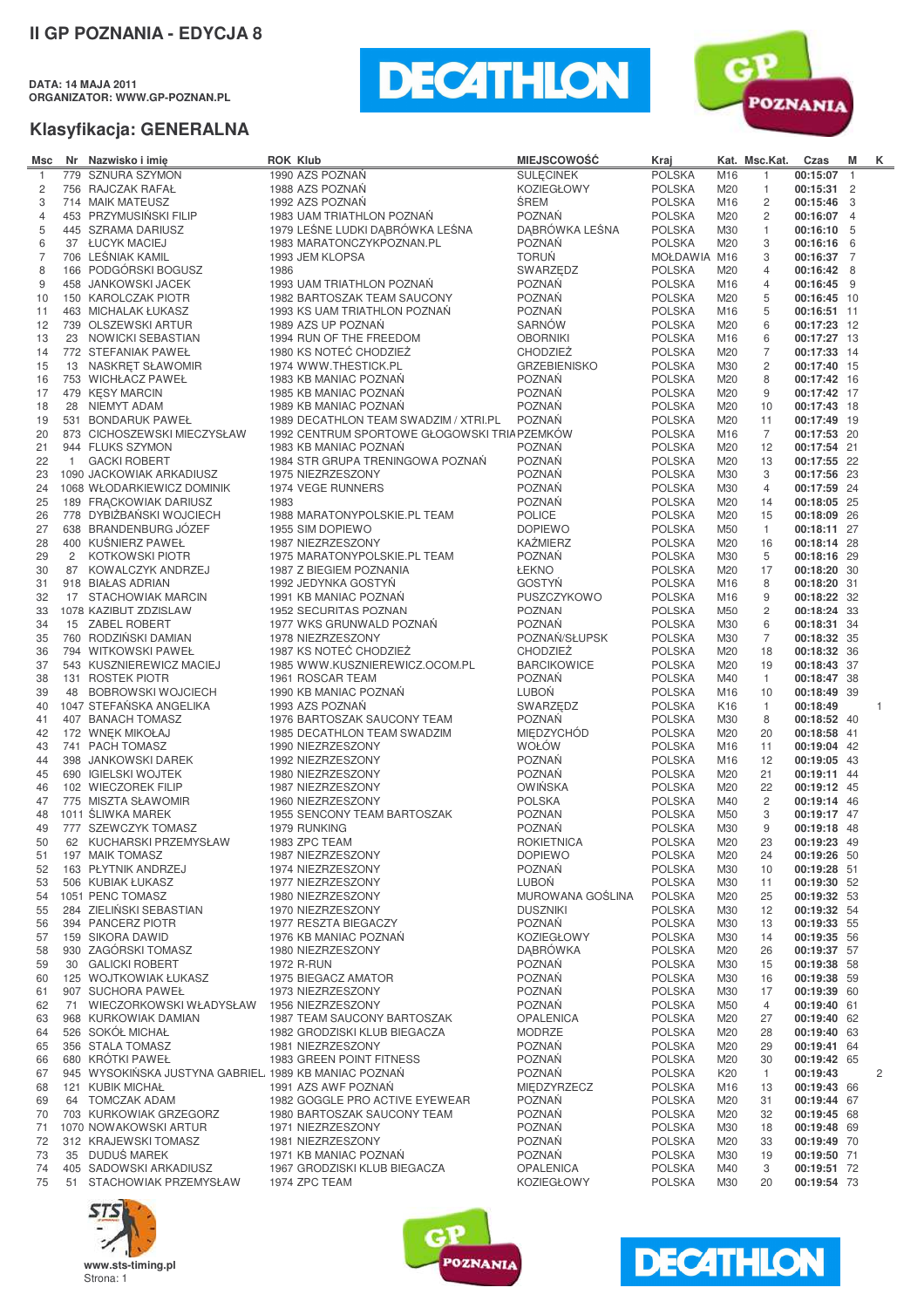# II GP POZNANIA - EDYCJA 8

**DATA: 14 MAJA 2011**
**ORGANIZATOR: WWW.GP-POZNAN.PL**

## Klasyfikacja: GENERALNA

| Msc | Nr | Nazwisko i imię | ROK | Klub | MIEJSCOWOŚĆ | Kraj | Kat. | Msc.Kat. | Czas | M | K |
|---|---|---|---|---|---|---|---|---|---|---|---|
| 1 | 779 | SZNURA SZYMON | 1990 | AZS POZNAŃ | SULĘCINEK | POLSKA | M16 | 1 | 00:15:07 | 1 | |
| 2 | 756 | RAJCZAK RAFAŁ | 1988 | AZS POZNAŃ | KOZIEGŁOWY | POLSKA | M20 | 1 | 00:15:31 | 2 | |
| 3 | 714 | MAIK MATEUSZ | 1992 | AZS POZNAŃ | ŚREM | POLSKA | M16 | 2 | 00:15:46 | 3 | |
| 4 | 453 | PRZYMUSIŃSKI FILIP | 1983 | UAM TRIATHLON POZNAŃ | POZNAŃ | POLSKA | M20 | 2 | 00:16:07 | 4 | |
| 5 | 445 | SZRAMA DARIUSZ | 1979 | LEŚNE LUDKI DĄBRÓWKA LEŚNA | DĄBRÓWKA LEŚNA | POLSKA | M30 | 1 | 00:16:10 | 5 | |
| 6 | 37 | ŁUCYK MACIEJ | 1983 | MARATONCZYKPOZNAN.PL | POZNAŃ | POLSKA | M20 | 3 | 00:16:16 | 6 | |
| 7 | 706 | LEŚNIAK KAMIL | 1993 | JEM KLOPSA | TORUŃ | MOŁDAWIA | M16 | 3 | 00:16:37 | 7 | |
| 8 | 166 | PODGÓRSKI BOGUSZ | 1986 | | SWARZĘDZ | POLSKA | M20 | 4 | 00:16:42 | 8 | |
| 9 | 458 | JANKOWSKI JACEK | 1993 | UAM TRIATHLON POZNAŃ | POZNAŃ | POLSKA | M16 | 4 | 00:16:45 | 9 | |
| 10 | 150 | KAROLCZAK PIOTR | 1982 | BARTOSZAK TEAM SAUCONY | POZNAŃ | POLSKA | M20 | 5 | 00:16:45 | 10 | |
| 11 | 463 | MICHALAK ŁUKASZ | 1993 | KS UAM TRIATHLON POZNAŃ | POZNAŃ | POLSKA | M16 | 5 | 00:16:51 | 11 | |
| 12 | 739 | OLSZEWSKI ARTUR | 1989 | AZS UP POZNAŃ | SARNÓW | POLSKA | M20 | 6 | 00:17:23 | 12 | |
| 13 | 23 | NOWICKI SEBASTIAN | 1994 | RUN OF THE FREEDOM | OBORNIKI | POLSKA | M16 | 6 | 00:17:27 | 13 | |
| 14 | 772 | STEFANIAK PAWEŁ | 1980 | KS NOTEĆ CHODZIEŻ | CHODZIEŻ | POLSKA | M20 | 7 | 00:17:33 | 14 | |
| 15 | 13 | NASKRĘT SŁAWOMIR | 1974 | WWW.THESTICK.PL | GRZEBIENISKO | POLSKA | M30 | 2 | 00:17:40 | 15 | |
| 16 | 753 | WICHŁACZ PAWEŁ | 1983 | KB MANIAC POZNAŃ | POZNAŃ | POLSKA | M20 | 8 | 00:17:42 | 16 | |
| 17 | 479 | KĘSY MARCIN | 1985 | KB MANIAC POZNAŃ | POZNAŃ | POLSKA | M20 | 9 | 00:17:42 | 17 | |
| 18 | 28 | NIEMYT ADAM | 1989 | KB MANIAC POZNAŃ | POZNAŃ | POLSKA | M20 | 10 | 00:17:43 | 18 | |
| 19 | 531 | BONDARUK PAWEŁ | 1989 | DECATHLON TEAM SWADZIM / XTRI.PL | POZNAŃ | POLSKA | M20 | 11 | 00:17:49 | 19 | |
| 20 | 873 | CICHOSZEWSKI MIECZYSŁAW | 1992 | CENTRUM SPORTOWE GŁOGOWSKI TRIA | PZEMKÓW | POLSKA | M16 | 7 | 00:17:53 | 20 | |
| 21 | 944 | FLUKS SZYMON | 1983 | KB MANIAC POZNAŃ | POZNAŃ | POLSKA | M20 | 12 | 00:17:54 | 21 | |
| 22 | 1 | GACKI ROBERT | 1984 | STR GRUPA TRENINGOWA POZNAŃ | POZNAŃ | POLSKA | M20 | 13 | 00:17:55 | 22 | |
| 23 | 1090 | JACKOWIAK ARKADIUSZ | 1975 | NIEZRZESZONY | POZNAŃ | POLSKA | M30 | 3 | 00:17:56 | 23 | |
| 24 | 1068 | WŁODARKIEWICZ DOMINIK | 1974 | VEGE RUNNERS | POZNAŃ | POLSKA | M30 | 4 | 00:17:59 | 24 | |
| 25 | 189 | FRĄCKOWIAK DARIUSZ | 1983 | | POZNAŃ | POLSKA | M20 | 14 | 00:18:05 | 25 | |
| 26 | 778 | DYBIŻBAŃSKI WOJCIECH | 1988 | MARATONYPOLSKIE.PL TEAM | POLICE | POLSKA | M20 | 15 | 00:18:09 | 26 | |
| 27 | 638 | BRANDENBURG JÓZEF | 1955 | SIM DOPIEWO | DOPIEWO | POLSKA | M50 | 1 | 00:18:11 | 27 | |
| 28 | 400 | KUŚNIERZ PAWEŁ | 1987 | NIEZRZESZONY | KAŹMIERZ | POLSKA | M20 | 16 | 00:18:14 | 28 | |
| 29 | 2 | KOTKOWSKI PIOTR | 1975 | MARATONYPOLSKIE.PL TEAM | POZNAŃ | POLSKA | M30 | 5 | 00:18:16 | 29 | |
| 30 | 87 | KOWALCZYK ANDRZEJ | 1987 | Z BIEGIEM POZNANIA | ŁEKNO | POLSKA | M20 | 17 | 00:18:20 | 30 | |
| 31 | 918 | BIAŁAS ADRIAN | 1992 | JEDYNKA GOSTYŃ | GOSTYŃ | POLSKA | M16 | 8 | 00:18:20 | 31 | |
| 32 | 17 | STACHOWIAK MARCIN | 1991 | KB MANIAC POZNAŃ | PUSZCZYKOWO | POLSKA | M16 | 9 | 00:18:22 | 32 | |
| 33 | 1078 | KAZIBUT ZDZISLAW | 1952 | SECURITAS POZNAN | POZNAN | POLSKA | M50 | 2 | 00:18:24 | 33 | |
| 34 | 15 | ZABEL ROBERT | 1977 | WKS GRUNWALD POZNAŃ | POZNAŃ | POLSKA | M30 | 6 | 00:18:31 | 34 | |
| 35 | 760 | RODZIŃSKI DAMIAN | 1978 | NIEZRZESZONY | POZNAŃ/SŁUPSK | POLSKA | M30 | 7 | 00:18:32 | 35 | |
| 36 | 794 | WITKOWSKI PAWEŁ | 1987 | KS NOTEĆ CHODZIEŻ | CHODZIEŻ | POLSKA | M20 | 18 | 00:18:32 | 36 | |
| 37 | 543 | KUSZNIEREWICZ MACIEJ | 1985 | WWW.KUSZNIEREWICZ.OCOM.PL | BARCIKOWICE | POLSKA | M20 | 19 | 00:18:43 | 37 | |
| 38 | 131 | ROSTEK PIOTR | 1961 | ROSCAR TEAM | POZNAŃ | POLSKA | M40 | 1 | 00:18:47 | 38 | |
| 39 | 48 | BOBROWSKI WOJCIECH | 1990 | KB MANIAC POZNAŃ | LUBOŃ | POLSKA | M16 | 10 | 00:18:49 | 39 | |
| 40 | 1047 | STEFAŃSKA ANGELIKA | 1993 | AZS POZNAŃ | SWARZĘDZ | POLSKA | K16 | 1 | 00:18:49 | | 1 |
| 41 | 407 | BANACH TOMASZ | 1976 | BARTOSZAK SAUCONY TEAM | POZNAŃ | POLSKA | M30 | 8 | 00:18:52 | 40 | |
| 42 | 172 | WNĘK MIKOŁAJ | 1985 | DECATHLON TEAM SWADZIM | MIĘDZYCHÓD | POLSKA | M20 | 20 | 00:18:58 | 41 | |
| 43 | 741 | PACH TOMASZ | 1990 | NIEZRZESZONY | WOŁÓW | POLSKA | M16 | 11 | 00:19:04 | 42 | |
| 44 | 398 | JANKOWSKI DAREK | 1992 | NIEZRZESZONY | POZNAŃ | POLSKA | M16 | 12 | 00:19:05 | 43 | |
| 45 | 690 | IGIELSKI WOJTEK | 1980 | NIEZRZESZONY | POZNAŃ | POLSKA | M20 | 21 | 00:19:11 | 44 | |
| 46 | 102 | WIECZOREK FILIP | 1987 | NIEZRZESZONY | OWIŃSKA | POLSKA | M20 | 22 | 00:19:12 | 45 | |
| 47 | 775 | MISZTA SŁAWOMIR | 1960 | NIEZRZESZONY | POLSKA | POLSKA | M40 | 2 | 00:19:14 | 46 | |
| 48 | 1011 | ŚLIWKA MAREK | 1955 | SENCONY TEAM BARTOSZAK | POZNAN | POLSKA | M50 | 3 | 00:19:17 | 47 | |
| 49 | 777 | SZEWCZYK TOMASZ | 1979 | RUNKING | POZNAŃ | POLSKA | M30 | 9 | 00:19:18 | 48 | |
| 50 | 62 | KUCHARSKI PRZEMYSŁAW | 1983 | ZPC TEAM | ROKIETNICA | POLSKA | M20 | 23 | 00:19:23 | 49 | |
| 51 | 197 | MAIK TOMASZ | 1987 | NIEZRZESZONY | DOPIEWO | POLSKA | M20 | 24 | 00:19:26 | 50 | |
| 52 | 163 | PŁYTNIK ANDRZEJ | 1974 | NIEZRZESZONY | POZNAŃ | POLSKA | M30 | 10 | 00:19:28 | 51 | |
| 53 | 506 | KUBIAK ŁUKASZ | 1977 | NIEZRZESZONY | LUBOŃ | POLSKA | M30 | 11 | 00:19:30 | 52 | |
| 54 | 1051 | PENC TOMASZ | 1980 | NIEZRZESZONY | MUROWANA GOŚLINA | POLSKA | M20 | 25 | 00:19:32 | 53 | |
| 55 | 284 | ZIELIŃSKI SEBASTIAN | 1970 | NIEZRZESZONY | DUSZNIKI | POLSKA | M30 | 12 | 00:19:32 | 54 | |
| 56 | 394 | PANCERZ PIOTR | 1977 | RESZTA BIEGACZY | POZNAŃ | POLSKA | M30 | 13 | 00:19:33 | 55 | |
| 57 | 159 | SIKORA DAWID | 1976 | KB MANIAC POZNAŃ | KOZIEGŁOWY | POLSKA | M30 | 14 | 00:19:35 | 56 | |
| 58 | 930 | ZAGÓRSKI TOMASZ | 1980 | NIEZRZESZONY | DĄBRÓWKA | POLSKA | M20 | 26 | 00:19:37 | 57 | |
| 59 | 30 | GALICKI ROBERT | 1972 | R-RUN | POZNAŃ | POLSKA | M30 | 15 | 00:19:38 | 58 | |
| 60 | 125 | WOJTKOWIAK ŁUKASZ | 1975 | BIEGACZ AMATOR | POZNAŃ | POLSKA | M30 | 16 | 00:19:38 | 59 | |
| 61 | 907 | SUCHORA PAWEŁ | 1973 | NIEZRZESZONY | POZNAŃ | POLSKA | M30 | 17 | 00:19:39 | 60 | |
| 62 | 71 | WIECZORKOWSKI WŁADYSŁAW | 1956 | NIEZRZESZONY | POZNAŃ | POLSKA | M50 | 4 | 00:19:40 | 61 | |
| 63 | 968 | KURKOWIAK DAMIAN | 1987 | TEAM SAUCONY BARTOSZAK | OPALENICA | POLSKA | M20 | 27 | 00:19:40 | 62 | |
| 64 | 526 | SOKÓŁ MICHAŁ | 1982 | GRODZISKI KLUB BIEGACZA | MODRZE | POLSKA | M20 | 28 | 00:19:40 | 63 | |
| 65 | 356 | STALA TOMASZ | 1981 | NIEZRZESZONY | POZNAŃ | POLSKA | M20 | 29 | 00:19:41 | 64 | |
| 66 | 680 | KRÓTKI PAWEŁ | 1983 | GREEN POINT FITNESS | POZNAŃ | POLSKA | M20 | 30 | 00:19:42 | 65 | |
| 67 | 945 | WYSOKIŃSKA JUSTYNA GABRIEL | 1989 | KB MANIAC POZNAŃ | POZNAŃ | POLSKA | K20 | 1 | 00:19:43 | | 2 |
| 68 | 121 | KUBIK MICHAŁ | 1991 | AZS AWF POZNAŃ | MIĘDZYRZECZ | POLSKA | M16 | 13 | 00:19:43 | 66 | |
| 69 | 64 | TOMCZAK ADAM | 1982 | GOGGLE PRO ACTIVE EYEWEAR | POZNAŃ | POLSKA | M20 | 31 | 00:19:44 | 67 | |
| 70 | 703 | KURKOWIAK GRZEGORZ | 1980 | BARTOSZAK SAUCONY TEAM | POZNAŃ | POLSKA | M20 | 32 | 00:19:45 | 68 | |
| 71 | 1070 | NOWAKOWSKI ARTUR | 1971 | NIEZRZESZONY | POZNAŃ | POLSKA | M30 | 18 | 00:19:48 | 69 | |
| 72 | 312 | KRAJEWSKI TOMASZ | 1981 | NIEZRZESZONY | POZNAŃ | POLSKA | M20 | 33 | 00:19:49 | 70 | |
| 73 | 35 | DUDUŚ MAREK | 1971 | KB MANIAC POZNAŃ | POZNAŃ | POLSKA | M30 | 19 | 00:19:50 | 71 | |
| 74 | 405 | SADOWSKI ARKADIUSZ | 1967 | GRODZISKI KLUB BIEGACZA | OPALENICA | POLSKA | M40 | 3 | 00:19:51 | 72 | |
| 75 | 51 | STACHOWIAK PRZEMYSŁAW | 1974 | ZPC TEAM | KOZIEGŁOWY | POLSKA | M30 | 20 | 00:19:54 | 73 | |

www.sts-timing.pl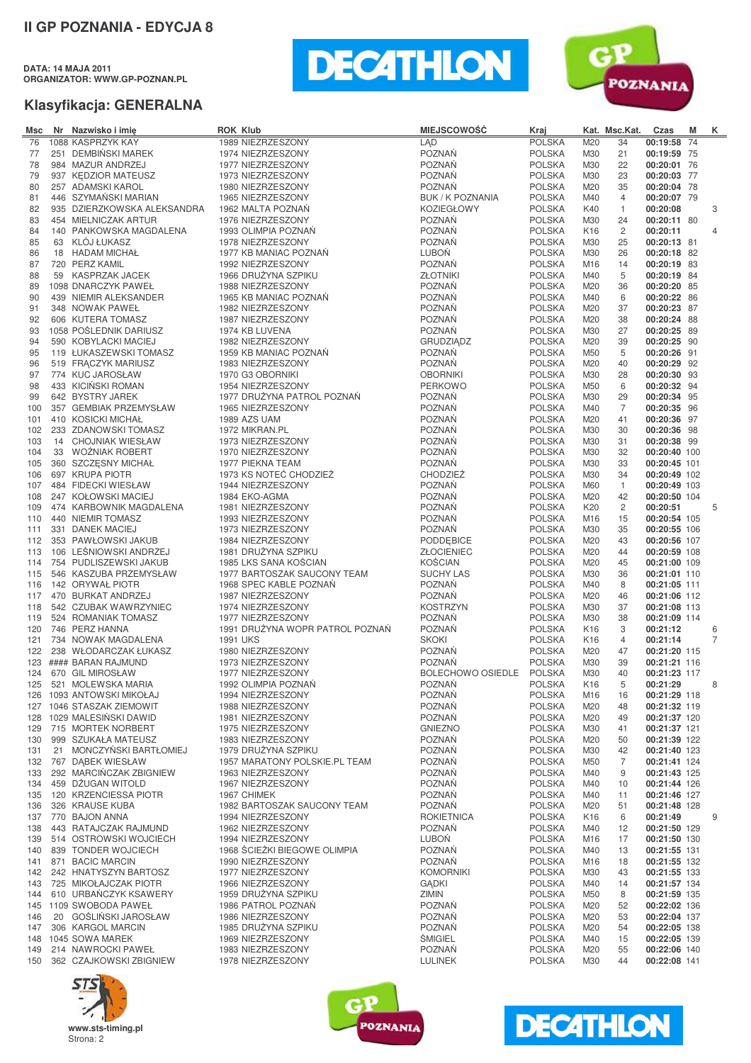# II GP POZNANIA - EDYCJA 8

**DATA: 14 MAJA 2011**
**ORGANIZATOR: WWW.GP-POZNAN.PL**

## Klasyfikacja: GENERALNA

| Msc | Nr | Nazwisko i imię | ROK | Klub | MIEJSCOWOŚĆ | Kraj | Kat. | Msc.Kat. | Czas | M | K |
|---|---|---|---|---|---|---|---|---|---|---|---|
| 76 | 1088 | KASPRZYK KAY | 1989 | NIEZRZESZONY | LĄD | POLSKA | M20 | 34 | 00:19:58 | 74 | |
| 77 | 251 | DEMBIŃSKI MAREK | 1974 | NIEZRZESZONY | POZNAŃ | POLSKA | M30 | 21 | 00:19:59 | 75 | |
| 78 | 984 | MAZUR ANDRZEJ | 1977 | NIEZRZESZONY | POZNAŃ | POLSKA | M30 | 22 | 00:20:01 | 76 | |
| 79 | 937 | KĘDZIOR MATEUSZ | 1973 | NIEZRZESZONY | POZNAŃ | POLSKA | M30 | 23 | 00:20:03 | 77 | |
| 80 | 257 | ADAMSKI KAROL | 1980 | NIEZRZESZONY | POZNAŃ | POLSKA | M20 | 35 | 00:20:04 | 78 | |
| 81 | 446 | SZYMAŃSKI MARIAN | 1965 | NIEZRZESZONY | BUK / K POZNANIA | POLSKA | M40 | 4 | 00:20:07 | 79 | |
| 82 | 935 | DZIERZKOWSKA ALEKSANDRA | 1962 | MALTA POZNAŃ | KOZIEGŁOWY | POLSKA | K40 | 1 | 00:20:08 | | 3 |
| 83 | 454 | MIELNICZAK ARTUR | 1976 | NIEZRZESZONY | POZNAŃ | POLSKA | M30 | 24 | 00:20:11 | 80 | |
| 84 | 140 | PANKOWSKA MAGDALENA | 1993 | OLIMPIA POZNAŃ | POZNAŃ | POLSKA | K16 | 2 | 00:20:11 | | 4 |
| 85 | 63 | KLÓJ ŁUKASZ | 1978 | NIEZRZESZONY | POZNAŃ | POLSKA | M30 | 25 | 00:20:13 | 81 | |
| 86 | 18 | HADAM MICHAŁ | 1977 | KB MANIAC POZNAŃ | LUBOŃ | POLSKA | M30 | 26 | 00:20:18 | 82 | |
| 87 | 720 | PERZ KAMIL | 1992 | NIEZRZESZONY | POZNAŃ | POLSKA | M16 | 14 | 00:20:19 | 83 | |
| 88 | 59 | KASPRZAK JACEK | 1966 | DRUŻYNA SZPIKU | ZŁOTNIKI | POLSKA | M40 | 5 | 00:20:19 | 84 | |
| 89 | 1098 | DNARCZYK PAWEŁ | 1988 | NIEZRZESZONY | POZNAŃ | POLSKA | M20 | 36 | 00:20:20 | 85 | |
| 90 | 439 | NIEMIR ALEKSANDER | 1965 | KB MANIAC POZNAŃ | POZNAŃ | POLSKA | M40 | 6 | 00:20:22 | 86 | |
| 91 | 348 | NOWAK PAWEŁ | 1982 | NIEZRZESZONY | POZNAŃ | POLSKA | M20 | 37 | 00:20:23 | 87 | |
| 92 | 606 | KUTERA TOMASZ | 1987 | NIEZRZESZONY | POZNAŃ | POLSKA | M20 | 38 | 00:20:24 | 88 | |
| 93 | 1058 | POŚLEDNIK DARIUSZ | 1974 | KB LUVENA | POZNAŃ | POLSKA | M30 | 27 | 00:20:25 | 89 | |
| 94 | 590 | KOBYLACKI MACIEJ | 1982 | NIEZRZESZONY | GRUDZIĄDZ | POLSKA | M20 | 39 | 00:20:25 | 90 | |
| 95 | 119 | ŁUKASZEWSKI TOMASZ | 1959 | KB MANIAC POZNAŃ | POZNAŃ | POLSKA | M50 | 5 | 00:20:26 | 91 | |
| 96 | 519 | FRĄCZYK MARIUSZ | 1983 | NIEZRZESZONY | POZNAŃ | POLSKA | M20 | 40 | 00:20:29 | 92 | |
| 97 | 774 | KUC JAROSŁAW | 1970 | G3 OBORNIKI | OBORNIKI | POLSKA | M30 | 28 | 00:20:30 | 93 | |
| 98 | 433 | KICIŃSKI ROMAN | 1954 | NIEZRZESZONY | PERKOWO | POLSKA | M50 | 6 | 00:20:32 | 94 | |
| 99 | 642 | BYSTRY JAREK | 1977 | DRUŻYNA PATROL POZNAŃ | POZNAŃ | POLSKA | M30 | 29 | 00:20:34 | 95 | |
| 100 | 357 | GEMBIAK PRZEMYSŁAW | 1965 | NIEZRZESZONY | POZNAŃ | POLSKA | M40 | 7 | 00:20:35 | 96 | |
| 101 | 410 | KOSICKI MICHAŁ | 1989 | AZS UAM | POZNAŃ | POLSKA | M20 | 41 | 00:20:36 | 97 | |
| 102 | 233 | ZDANOWSKI TOMASZ | 1972 | MIKRAN.PL | POZNAŃ | POLSKA | M30 | 30 | 00:20:36 | 98 | |
| 103 | 14 | CHOJNIAK WIESŁAW | 1973 | NIEZRZESZONY | POZNAŃ | POLSKA | M30 | 31 | 00:20:38 | 99 | |
| 104 | 33 | WOŹNIAK ROBERT | 1970 | NIEZRZESZONY | POZNAŃ | POLSKA | M30 | 32 | 00:20:40 | 100 | |
| 105 | 360 | SZCZĘSNY MICHAŁ | 1977 | PIEKNA TEAM | POZNAŃ | POLSKA | M30 | 33 | 00:20:45 | 101 | |
| 106 | 697 | KRUPA PIOTR | 1973 | KS NOTEĆ CHODZIEŻ | CHODZIEŻ | POLSKA | M30 | 34 | 00:20:49 | 102 | |
| 107 | 484 | FIDECKI WIESŁAW | 1944 | NIEZRZESZONY | POZNAŃ | POLSKA | M60 | 1 | 00:20:49 | 103 | |
| 108 | 247 | KOŁOWSKI MACIEJ | 1984 | EKO-AGMA | POZNAŃ | POLSKA | M20 | 42 | 00:20:50 | 104 | |
| 109 | 474 | KARBOWNIK MAGDALENA | 1981 | NIEZRZESZONY | POZNAŃ | POLSKA | K20 | 2 | 00:20:51 | | 5 |
| 110 | 440 | NIEMIR TOMASZ | 1993 | NIEZRZESZONY | POZNAŃ | POLSKA | M16 | 15 | 00:20:54 | 105 | |
| 111 | 331 | DANEK MACIEJ | 1973 | NIEZRZESZONY | POZNAŃ | POLSKA | M30 | 35 | 00:20:55 | 106 | |
| 112 | 353 | PAWŁOWSKI JAKUB | 1984 | NIEZRZESZONY | PODDĘBICE | POLSKA | M20 | 43 | 00:20:56 | 107 | |
| 113 | 106 | LEŚNIOWSKI ANDRZEJ | 1981 | DRUŻYNA SZPIKU | ZŁOCIENIEC | POLSKA | M20 | 44 | 00:20:59 | 108 | |
| 114 | 754 | PUDLISZEWSKI JAKUB | 1985 | LKS SANA KOŚCIAN | KOŚCIAN | POLSKA | M20 | 45 | 00:21:00 | 109 | |
| 115 | 546 | KASZUBA PRZEMYSŁAW | 1977 | BARTOSZAK SAUCONY TEAM | SUCHY LAS | POLSKA | M30 | 36 | 00:21:01 | 110 | |
| 116 | 142 | ORYWAŁ PIOTR | 1968 | SPEC KABLE POZNAŃ | POZNAŃ | POLSKA | M40 | 8 | 00:21:05 | 111 | |
| 117 | 470 | BURKAT ANDRZEJ | 1987 | NIEZRZESZONY | POZNAŃ | POLSKA | M20 | 46 | 00:21:06 | 112 | |
| 118 | 542 | CZUBAK WAWRZYNIEC | 1974 | NIEZRZESZONY | KOSTRZYN | POLSKA | M30 | 37 | 00:21:08 | 113 | |
| 119 | 524 | ROMANIAK TOMASZ | 1977 | NIEZRZESZONY | POZNAŃ | POLSKA | M30 | 38 | 00:21:09 | 114 | |
| 120 | 746 | PERZ HANNA | 1991 | DRUŻYNA WOPR PATROL POZNAŃ | POZNAŃ | POLSKA | K16 | 3 | 00:21:12 | | 6 |
| 121 | 734 | NOWAK MAGDALENA | 1991 | UKS | SKOKI | POLSKA | K16 | 4 | 00:21:14 | | 7 |
| 122 | 238 | WŁODARCZAK ŁUKASZ | 1980 | NIEZRZESZONY | POZNAŃ | POLSKA | M20 | 47 | 00:21:20 | 115 | |
| 123 | #### | BARAN RAJMUND | 1973 | NIEZRZESZONY | POZNAŃ | POLSKA | M30 | 39 | 00:21:21 | 116 | |
| 124 | 670 | GIL MIROSŁAW | 1977 | NIEZRZESZONY | BOLECHOWO OSIEDLE | POLSKA | M30 | 40 | 00:21:23 | 117 | |
| 125 | 521 | MOLEWSKA MARIA | 1992 | OLIMPIA POZNAŃ | POZNAŃ | POLSKA | K16 | 5 | 00:21:29 | | 8 |
| 126 | 1093 | ANTOWSKI MIKOŁAJ | 1994 | NIEZRZESZONY | POZNAŃ | POLSKA | M16 | 16 | 00:21:29 | 118 | |
| 127 | 1046 | STASZAK ZIEMOWIT | 1988 | NIEZRZESZONY | POZNAŃ | POLSKA | M20 | 48 | 00:21:32 | 119 | |
| 128 | 1029 | MALESIŃSKI DAWID | 1981 | NIEZRZESZONY | POZNAŃ | POLSKA | M20 | 49 | 00:21:37 | 120 | |
| 129 | 715 | MORTEK NORBERT | 1975 | NIEZRZESZONY | GNIEZNO | POLSKA | M30 | 41 | 00:21:37 | 121 | |
| 130 | 999 | SZUKAŁA MATEUSZ | 1983 | NIEZRZESZONY | POZNAŃ | POLSKA | M20 | 50 | 00:21:39 | 122 | |
| 131 | 21 | MONCZYŃSKI BARTŁOMIEJ | 1979 | DRUŻYNA SZPIKU | POZNAŃ | POLSKA | M30 | 42 | 00:21:40 | 123 | |
| 132 | 767 | DĄBEK WIESŁAW | 1957 | MARATONY POLSKIE.PL TEAM | POZNAŃ | POLSKA | M50 | 7 | 00:21:41 | 124 | |
| 133 | 292 | MARCIŃCZAK ZBIGNIEW | 1963 | NIEZRZESZONY | POZNAŃ | POLSKA | M40 | 9 | 00:21:43 | 125 | |
| 134 | 459 | DŻUGAN WITOLD | 1967 | NIEZRZESZONY | POZNAŃ | POLSKA | M40 | 10 | 00:21:44 | 126 | |
| 135 | 120 | KRZENCIESSA PIOTR | 1967 | CHIMEK | POZNAŃ | POLSKA | M40 | 11 | 00:21:46 | 127 | |
| 136 | 326 | KRAUSE KUBA | 1982 | BARTOSZAK SAUCONY TEAM | POZNAŃ | POLSKA | M20 | 51 | 00:21:48 | 128 | |
| 137 | 770 | BAJON ANNA | 1994 | NIEZRZESZONY | ROKIETNICA | POLSKA | K16 | 6 | 00:21:49 | | 9 |
| 138 | 443 | RATAJCZAK RAJMUND | 1962 | NIEZRZESZONY | POZNAŃ | POLSKA | M40 | 12 | 00:21:50 | 129 | |
| 139 | 514 | OSTROWSKI WOJCIECH | 1994 | NIEZRZESZONY | LUBOŃ | POLSKA | M16 | 17 | 00:21:50 | 130 | |
| 140 | 839 | TONDER WOJCIECH | 1968 | ŚCIEŻKI BIEGOWE OLIMPIA | POZNAŃ | POLSKA | M40 | 13 | 00:21:55 | 131 | |
| 141 | 871 | BACIC MARCIN | 1990 | NIEZRZESZONY | POZNAŃ | POLSKA | M16 | 18 | 00:21:55 | 132 | |
| 142 | 242 | HNATYSZYN BARTOSZ | 1977 | NIEZRZESZONY | KOMORNIKI | POLSKA | M30 | 43 | 00:21:55 | 133 | |
| 143 | 725 | MIKOŁAJCZAK PIOTR | 1966 | NIEZRZESZONY | GĄDKI | POLSKA | M40 | 14 | 00:21:57 | 134 | |
| 144 | 610 | URBAŃCZYK KSAWERY | 1959 | DRUŻYNA SZPIKU | ZIMIN | POLSKA | M50 | 8 | 00:21:59 | 135 | |
| 145 | 1109 | SWOBODA PAWEŁ | 1986 | PATROL POZNAŃ | POZNAŃ | POLSKA | M20 | 52 | 00:22:02 | 136 | |
| 146 | 20 | GOŚLIŃSKI JAROSŁAW | 1986 | NIEZRZESZONY | POZNAŃ | POLSKA | M20 | 53 | 00:22:04 | 137 | |
| 147 | 306 | KARGOL MARCIN | 1985 | DRUŻYNA SZPIKU | POZNAŃ | POLSKA | M20 | 54 | 00:22:05 | 138 | |
| 148 | 1045 | SOWA MAREK | 1969 | NIEZRZESZONY | ŚMIGIEL | POLSKA | M40 | 15 | 00:22:05 | 139 | |
| 149 | 214 | NAWROCKI PAWEŁ | 1983 | NIEZRZESZONY | POZNAŃ | POLSKA | M20 | 55 | 00:22:06 | 140 | |
| 150 | 362 | CZAJKOWSKI ZBIGNIEW | 1978 | NIEZRZESZONY | LULINEK | POLSKA | M30 | 44 | 00:22:08 | 141 | |

www.sts-timing.pl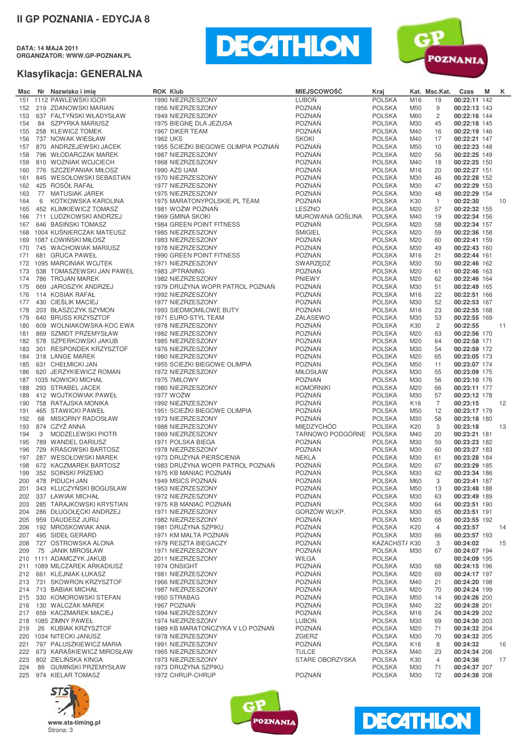# II GP POZNANIA - EDYCJA 8

**DATA: 14 MAJA 2011**
**ORGANIZATOR: WWW.GP-POZNAN.PL**

## Klasyfikacja: GENERALNA

| Msc | Nr | Nazwisko i imię | ROK | Klub | MIEJSCOWOŚĆ | Kraj | Kat. | Msc.Kat. | Czas | M | K |
|---|---|---|---|---|---|---|---|---|---|---|---|
| 151 | 1112 | PAWLEWSKI IGOR | 1990 | NIEZRZESZONY | LUBOŃ | POLSKA | M16 | 19 | 00:22:11 | 142 | |
| 152 | 219 | ZDANOWSKI MARIAN | 1956 | NIEZRZESZONY | POZNAŃ | POLSKA | M50 | 9 | 00:22:13 | 143 | |
| 153 | 637 | FALTYŃSKI WŁADYSŁAW | 1949 | NIEZRZESZONY | POZNAŃ | POLSKA | M60 | 2 | 00:22:16 | 144 | |
| 154 | 84 | SZPYRKA MARIUSZ | 1975 | BIEGNĘ DLA JEZUSA | POZNAŃ | POLSKA | M30 | 45 | 00:22:18 | 145 | |
| 155 | 258 | KLEWICZ TOMEK | 1967 | DIKER TEAM | POZNAŃ | POLSKA | M40 | 16 | 00:22:19 | 146 | |
| 156 | 737 | NOWAK WIESŁAW | 1962 | UKS | SKOKI | POLSKA | M40 | 17 | 00:22:21 | 147 | |
| 157 | 870 | ANDRZEJEWSKI JACEK | 1955 | ŚCIEŻKI BIEGOWE OLIMPIA POZNAŃ | POZNAŃ | POLSKA | M50 | 10 | 00:22:23 | 148 | |
| 158 | 796 | WŁODARCZAK MAREK | 1987 | NIEZRZESZONY | POZNAŃ | POLSKA | M20 | 56 | 00:22:25 | 149 | |
| 159 | 810 | WOZNIAK WOJCIECH | 1968 | NIEZRZESZONY | POZNAN | POLSKA | M40 | 18 | 00:22:25 | 150 | |
| 160 | 776 | SZCZEPANIAK MIŁOSZ | 1990 | AZS UAM | POZNAŃ | POLSKA | M16 | 20 | 00:22:27 | 151 | |
| 161 | 845 | WESOŁOWSKI SEBASTIAN | 1970 | NIEZRZESZONY | POZNAŃ | POLSKA | M30 | 46 | 00:22:28 | 152 | |
| 162 | 425 | ROSÓŁ RAFAŁ | 1977 | NIEZRZESZONY | POZNAŃ | POLSKA | M30 | 47 | 00:22:29 | 153 | |
| 163 | 77 | MATUSIAK JAREK | 1975 | NIEZRZESZONY | POZNAŃ | POLSKA | M30 | 48 | 00:22:29 | 154 | |
| 164 | 6 | KOTKOWSKA KAROLINA | 1975 | MARATONYPOLSKIE.PL TEAM | POZNAŃ | POLSKA | K30 | 1 | 00:22:30 | | 10 |
| 165 | 452 | KLIMKIEWICZ TOMASZ | 1981 | WOŻW POZNAŃ | LESZNO | POLSKA | M20 | 57 | 00:22:32 | 155 | |
| 166 | 711 | LUDZKOWSKI ANDRZEJ | 1969 | GMINA SKOKI | MUROWANA GOŚLINA | POLSKA | M40 | 19 | 00:22:34 | 156 | |
| 167 | 646 | BASIŃSKI TOMASZ | 1984 | GREEN POINT FITNESS | POZNAŃ | POLSKA | M20 | 58 | 00:22:34 | 157 | |
| 168 | 1004 | KUŚNIERCZAK MATEUSZ | 1985 | NIEZRZESZONY | ŚMIGIEL | POLSKA | M20 | 59 | 00:22:36 | 158 | |
| 169 | 1087 | ŁOWIŃSKI MIŁOSZ | 1983 | NIEZRZESZONY | POZNAŃ | POLSKA | M20 | 60 | 00:22:41 | 159 | |
| 170 | 745 | WACHOWIAK MARIUSZ | 1978 | NIEZRZESZONY | POZNAŃ | POLSKA | M30 | 49 | 00:22:43 | 160 | |
| 171 | 681 | GRUCA PAWEŁ | 1990 | GREEN POINT FITNESS | POZNAŃ | POLSKA | M16 | 21 | 00:22:44 | 161 | |
| 172 | 1095 | MARCINIAK WOJTEK | 1971 | NIEZRZESZONY | SWARZĘDZ | POLSKA | M30 | 50 | 00:22:46 | 162 | |
| 173 | 538 | TOMASZEWSKI JAN PAWEŁ | 1983 | JPTRANING | POZNAŃ | POLSKA | M20 | 61 | 00:22:46 | 163 | |
| 174 | 786 | TROJAN MAREK | 1982 | NIEZRZESZONY | PNIEWY | POLSKA | M20 | 62 | 00:22:46 | 164 | |
| 175 | 669 | JAROSZYK ANDRZEJ | 1979 | DRUŻYNA WOPR PATROL POZNAŃ | POZNAŃ | POLSKA | M30 | 51 | 00:22:49 | 165 | |
| 176 | 114 | KOSIAK RAFAŁ | 1992 | NIEZRZESZONY | POZNAŃ | POLSKA | M16 | 22 | 00:22:51 | 166 | |
| 177 | 430 | CIEŚLIK MACIEJ | 1977 | NIEZRZESZONY | POZNAŃ | POLSKA | M30 | 52 | 00:22:53 | 167 | |
| 178 | 203 | BŁASZCZYK SZYMON | 1993 | SIEDMIOMILOWE BUTY | POZNAŃ | POLSKA | M16 | 23 | 00:22:55 | 168 | |
| 179 | 640 | BRUSS KRZYSZTOF | 1971 | EURO-STYL TEAM | ZALASEWO | POLSKA | M30 | 53 | 00:22:55 | 169 | |
| 180 | 609 | WOLNIAKOWSKA-KOC EWA | 1978 | NIEZRZESZONY | POZNAŃ | POLSKA | K30 | 2 | 00:22:55 | | 11 |
| 181 | 869 | SZMIDT PRZEMYSŁAW | 1982 | NIEZRZESZONY | POZNAŃ | POLSKA | M20 | 63 | 00:22:56 | 170 | |
| 182 | 578 | SZPERKOWSKI JAKUB | 1985 | NIEZRZESZONY | POZNAŃ | POLSKA | M20 | 64 | 00:22:58 | 171 | |
| 183 | 301 | RESPONDEK KRZYSZTOF | 1976 | NIEZRZESZONY | POZNAŃ | POLSKA | M30 | 54 | 00:22:59 | 172 | |
| 184 | 318 | LANGE MAREK | 1980 | NIEZRZESZONY | POZNAN | POLSKA | M20 | 65 | 00:23:05 | 173 | |
| 185 | 631 | CHEŁMICKI JAN | 1955 | SCIEZKI BIEGOWE OLIMPIA | POZNAN | POLSKA | M50 | 11 | 00:23:07 | 174 | |
| 186 | 620 | JERZYKIEWICZ ROMAN | 1972 | NIEZRZESZONY | MIŁOSŁAW | POLSKA | M30 | 55 | 00:23:09 | 175 | |
| 187 | 1035 | NOWICKI MICHAŁ | 1975 | 7MILOWY | POZNAŃ | POLSKA | M30 | 56 | 00:23:10 | 176 | |
| 188 | 293 | STRABEL JACEK | 1980 | NIEZRZESZONY | KOMORNIKI | POLSKA | M20 | 66 | 00:23:11 | 177 | |
| 189 | 412 | WOJTKOWIAK PAWEŁ | 1977 | WOŻW | POZNAŃ | POLSKA | M30 | 57 | 00:23:12 | 178 | |
| 190 | 758 | RATAJSKA MONIKA | 1992 | NIEZRZESZONY | POZNAŃ | POLSKA | K16 | 7 | 00:23:15 | | 12 |
| 191 | 465 | STAWICKI PAWEŁ | 1951 | SCIEŻKI BIEGOWE OLIMPIA | POZNAŃ | POLSKA | M50 | 12 | 00:23:17 | 179 | |
| 192 | 68 | MISIORNY RADOSŁAW | 1973 | NIEZRZESZONY | POZNAŃ | POLSKA | M30 | 58 | 00:23:18 | 180 | |
| 193 | 874 | CZYŻ ANNA | 1988 | NIEZRZESZONY | MIĘDZYCHÓD | POLSKA | K20 | 3 | 00:23:18 | | 13 |
| 194 | 3 | MODZELEWSKI PIOTR | 1969 | NIEZRZESZONY | TARNOWO PODGÓRNE | POLSKA | M40 | 20 | 00:23:21 | 181 | |
| 195 | 789 | WANDEL DARIUSZ | 1971 | POLSKA BIEGA | POZNAŃ | POLSKA | M30 | 59 | 00:23:23 | 182 | |
| 196 | 729 | KRASOWSKI BARTOSZ | 1978 | NIEZRZESZONY | POZNAN | POLSKA | M30 | 60 | 00:23:27 | 183 | |
| 197 | 287 | WESOŁOWSKI MAREK | 1973 | DRUŻYNA PIERŚCIENIA | NEKLA | POLSKA | M30 | 61 | 00:23:28 | 184 | |
| 198 | 672 | KACZMAREK BARTOSZ | 1983 | DRUŻYNA WOPR PATROL POZNAŃ | POZNAŃ | POLSKA | M20 | 67 | 00:23:29 | 185 | |
| 199 | 352 | SOIŃSKI PRZEMO | 1975 | KB MANIAC POZNAŃ | POZNAŃ | POLSKA | M30 | 62 | 00:23:34 | 186 | |
| 200 | 478 | PIDUCH JAN | 1949 | MSICS POZNAŃ | POZNAŃ | POLSKA | M60 | 3 | 00:23:41 | 187 | |
| 201 | 343 | KLUCZYŃSKI BOGUSŁAW | 1953 | NIEZRZESZONY | POZNAŃ | POLSKA | M50 | 13 | 00:23:48 | 188 | |
| 202 | 337 | ŁAWIAK MICHAŁ | 1972 | NIEZRZESZONY | POZNAN | POLSKA | M30 | 63 | 00:23:49 | 189 | |
| 203 | 285 | TARAJKOWSKI KRYSTIAN | 1975 | KB MANIAC POZNAŃ | POZNAŃ | POLSKA | M30 | 64 | 00:23:51 | 190 | |
| 204 | 286 | DŁUGOŁĘCKI ANDRZEJ | 1971 | NIEZRZESZONY | GORZÓW WLKP. | POLSKA | M30 | 65 | 00:23:51 | 191 | |
| 205 | 959 | DAUDESZ JURIJ | 1982 | NIEZRZESZONY | POZNAŃ | POLSKA | M20 | 68 | 00:23:55 | 192 | |
| 206 | 192 | MROSKOWIAK ANIA | 1981 | DRUŻYNA SZPIKU | POZNAŃ | POLSKA | K20 | 4 | 00:23:57 | | 14 |
| 207 | 495 | SIDEŁ GERARD | 1971 | KM MALTA POZNAŃ | POZNAŃ | POLSKA | M30 | 66 | 00:23:57 | 193 | |
| 208 | 727 | OSTROWSKA ALONA | 1979 | RESZTA BIEGACZY | POZNAŃ | KAZACHST/ | K30 | 3 | 00:24:02 | | 15 |
| 209 | 75 | JANIK MIROSŁAW | 1971 | NIEZRZESZONY | POZNAŃ | POLSKA | M30 | 67 | 00:24:07 | 194 | |
| 210 | 1111 | ADAMCZYK JAKUB | 2011 | NIEZRZESZONY | WILGA | POLSKA | | | 00:24:09 | 195 | |
| 211 | 1089 | MILCZAREK ARKADIUSZ | 1974 | ONSIGHT | POZNAŃ | POLSKA | M30 | 68 | 00:24:15 | 196 | |
| 212 | 661 | KLEJNIAK ŁUKASZ | 1981 | NIEZRZESZONY | POZNAŃ | POLSKA | M20 | 69 | 00:24:17 | 197 | |
| 213 | 731 | SKOWRON KRZYSZTOF | 1966 | NIEZRZESZONY | POZNAŃ | POLSKA | M40 | 21 | 00:24:20 | 198 | |
| 214 | 713 | BABIAK MICHAŁ | 1987 | NIEZRZESZONY | POZNAŃ | POLSKA | M20 | 70 | 00:24:24 | 199 | |
| 215 | 330 | KOMOROWSKI STEFAN | 1950 | STRABAG | POZNAŃ | POLSKA | M50 | 14 | 00:24:26 | 200 | |
| 216 | 130 | WALCZAK MAREK | 1967 | POZNAŃ | POZNAŃ | POLSKA | M40 | 22 | 00:24:28 | 201 | |
| 217 | 659 | KACZMAREK MACIEJ | 1994 | NIEZRZESZONY | POZNAŃ | POLSKA | M16 | 24 | 00:24:29 | 202 | |
| 218 | 1085 | ZIMNY PAWEŁ | 1974 | NIEZRZESZONY | LUBOŃ | POLSKA | M30 | 69 | 00:24:30 | 203 | |
| 219 | 26 | KUBIAK KRZYSZTOF | 1989 | KB MARATOŃCZYKA V LO POZNAŃ | POZNAŃ | POLSKA | M20 | 71 | 00:24:32 | 204 | |
| 220 | 1034 | NITECKI JANUSZ | 1978 | NIEZRZESZONY | ZGIERZ | POLSKA | M30 | 70 | 00:24:32 | 205 | |
| 221 | 797 | PALUSZKIEWICZ MARIA | 1991 | NIEZRZESZONY | POZNAŃ | POLSKA | K16 | 8 | 00:24:32 | | 16 |
| 222 | 673 | KARAŚKIEWICZ MIROSŁAW | 1965 | NIEZRZESZONY | TULCE | POLSKA | M40 | 23 | 00:24:34 | 206 | |
| 223 | 802 | ZIELIŃSKA KINGA | 1973 | NIEZRZESZONY | STARE OBORZYSKA | POLSKA | K30 | 4 | 00:24:36 | | 17 |
| 224 | 89 | GUMIŃSKI PRZEMYSŁAW | 1973 | DRUŻYNA SZPIKU | | POLSKA | M30 | 71 | 00:24:37 | 207 | |
| 225 | 974 | KIELAR TOMASZ | 1972 | CHRUP-CHRUP | POZNAŃ | POLSKA | M30 | 72 | 00:24:38 | 208 | |

www.sts-timing.pl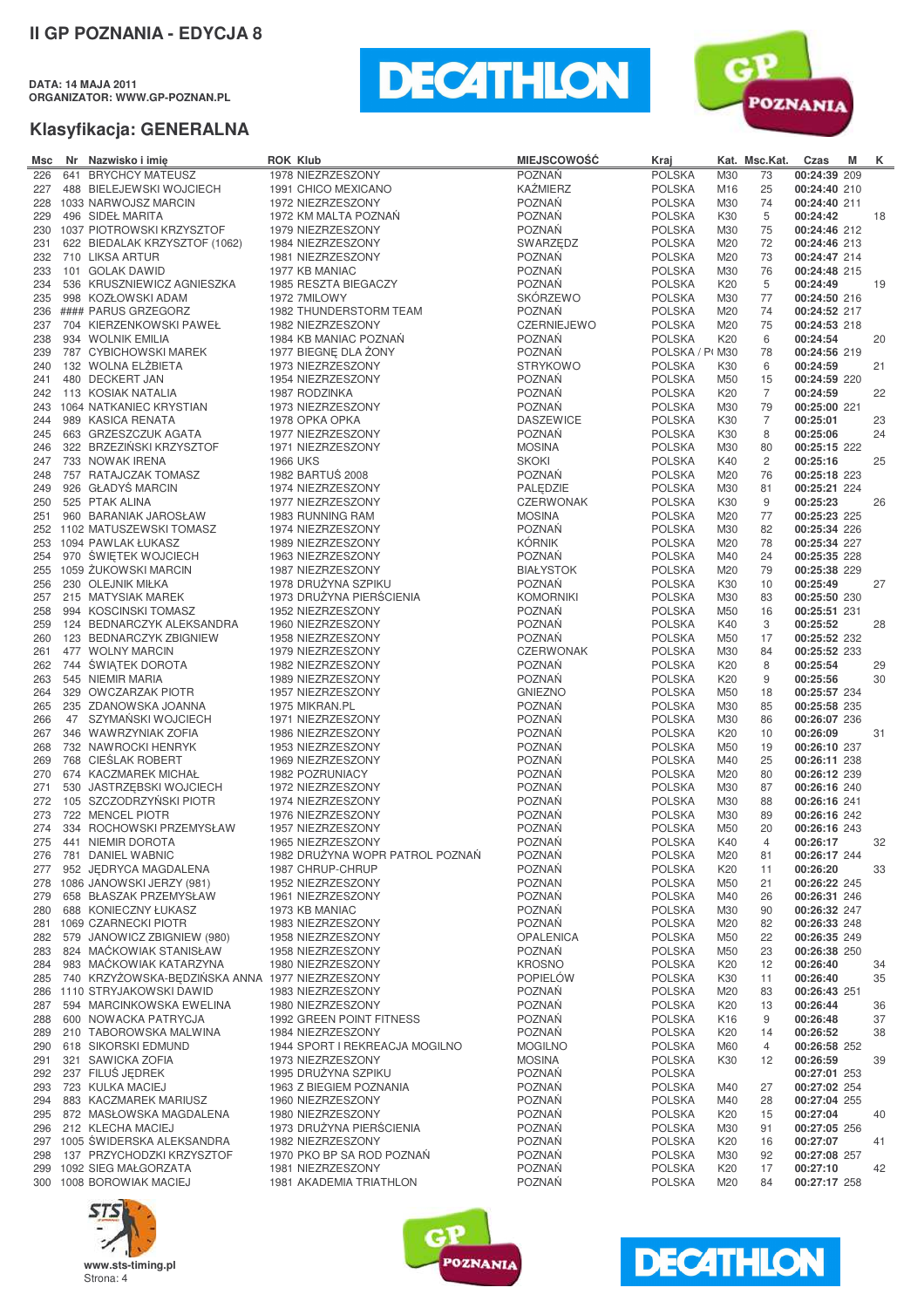## II GP POZNANIA - EDYCJA 8

**DATA: 14 MAJA 2011**
**ORGANIZATOR: WWW.GP-POZNAN.PL**

### Klasyfikacja: GENERALNA

| Msc | Nr | Nazwisko i imię | ROK | Klub | MIEJSCOWOŚĆ | Kraj | Kat. | Msc.Kat. | Czas | M | K |
|---|---|---|---|---|---|---|---|---|---|---|---|
| 226 | 641 | BRYCHCY MATEUSZ | 1978 | NIEZRZESZONY | POZNAŃ | POLSKA | M30 | 73 | 00:24:39 | 209 | |
| 227 | 488 | BIELEJEWSKI WOJCIECH | 1991 | CHICO MEXICANO | KAŹMIERZ | POLSKA | M16 | 25 | 00:24:40 | 210 | |
| 228 | 1033 | NARWOJSZ MARCIN | 1972 | NIEZRZESZONY | POZNAŃ | POLSKA | M30 | 74 | 00:24:40 | 211 | |
| 229 | 496 | SIDEŁ MARITA | 1972 | KM MALTA POZNAŃ | POZNAŃ | POLSKA | K30 | 5 | 00:24:42 | | 18 |
| 230 | 1037 | PIOTROWSKI KRZYSZTOF | 1979 | NIEZRZESZONY | POZNAŃ | POLSKA | M30 | 75 | 00:24:46 | 212 | |
| 231 | 622 | BIEDALAK KRZYSZTOF (1062) | 1984 | NIEZRZESZONY | SWARZĘDZ | POLSKA | M20 | 72 | 00:24:46 | 213 | |
| 232 | 710 | LIKSA ARTUR | 1981 | NIEZRZESZONY | POZNAŃ | POLSKA | M20 | 73 | 00:24:47 | 214 | |
| 233 | 101 | GOLAK DAWID | 1977 | KB MANIAC | POZNAŃ | POLSKA | M30 | 76 | 00:24:48 | 215 | |
| 234 | 536 | KRUSZNIEWICZ AGNIESZKA | 1985 | RESZTA BIEGACZY | POZNAŃ | POLSKA | K20 | 5 | 00:24:49 | | 19 |
| 235 | 998 | KOZŁOWSKI ADAM | 1972 | 7MILOWY | SKÓRZEWO | POLSKA | M30 | 77 | 00:24:50 | 216 | |
| 236 | #### | PARUS GRZEGORZ | 1982 | THUNDERSTORM TEAM | POZNAŃ | POLSKA | M20 | 74 | 00:24:52 | 217 | |
| 237 | 704 | KIERZENKOWSKI PAWEŁ | 1982 | NIEZRZESZONY | CZERNIEJEWO | POLSKA | M20 | 75 | 00:24:53 | 218 | |
| 238 | 934 | WOLNIK EMILIA | 1984 | KB MANIAC POZNAŃ | POZNAŃ | POLSKA | K20 | 6 | 00:24:54 | | 20 |
| 239 | 787 | CYBICHOWSKI MAREK | 1977 | BIEGNĘ DLA ŻONY | POZNAŃ | POLSKA / PO | M30 | 78 | 00:24:56 | 219 | |
| 240 | 132 | WOLNA ELŻBIETA | 1973 | NIEZRZESZONY | STRYKOWO | POLSKA | K30 | 6 | 00:24:59 | | 21 |
| 241 | 480 | DECKERT JAN | 1954 | NIEZRZESZONY | POZNAŃ | POLSKA | M50 | 15 | 00:24:59 | 220 | |
| 242 | 113 | KOSIAK NATALIA | 1987 | RODZINKA | POZNAŃ | POLSKA | K20 | 7 | 00:24:59 | | 22 |
| 243 | 1064 | NATKANIEC KRYSTIAN | 1973 | NIEZRZESZONY | POZNAŃ | POLSKA | M30 | 79 | 00:25:00 | 221 | |
| 244 | 989 | KASICA RENATA | 1978 | OPKA OPKA | DASZEWICE | POLSKA | K30 | 7 | 00:25:01 | | 23 |
| 245 | 663 | GRZESZCZUK AGATA | 1977 | NIEZRZESZONY | POZNAŃ | POLSKA | K30 | 8 | 00:25:06 | | 24 |
| 246 | 322 | BRZEZIŃSKI KRZYSZTOF | 1971 | NIEZRZESZONY | MOSINA | POLSKA | M30 | 80 | 00:25:15 | 222 | |
| 247 | 733 | NOWAK IRENA | 1966 | UKS | SKOKI | POLSKA | K40 | 2 | 00:25:16 | | 25 |
| 248 | 757 | RATAJCZAK TOMASZ | 1982 | BARTUŚ 2008 | POZNAŃ | POLSKA | M20 | 76 | 00:25:18 | 223 | |
| 249 | 926 | GŁADYŚ MARCIN | 1974 | NIEZRZESZONY | PALĘDZIE | POLSKA | M30 | 81 | 00:25:21 | 224 | |
| 250 | 525 | PTAK ALINA | 1977 | NIEZRZESZONY | CZERWONAK | POLSKA | K30 | 9 | 00:25:23 | | 26 |
| 251 | 960 | BARANIAK JAROSŁAW | 1983 | RUNNING RAM | MOSINA | POLSKA | M20 | 77 | 00:25:23 | 225 | |
| 252 | 1102 | MATUSZEWSKI TOMASZ | 1974 | NIEZRZESZONY | POZNAŃ | POLSKA | M30 | 82 | 00:25:34 | 226 | |
| 253 | 1094 | PAWLAK ŁUKASZ | 1989 | NIEZRZESZONY | KÓRNIK | POLSKA | M20 | 78 | 00:25:34 | 227 | |
| 254 | 970 | ŚWIĘTEK WOJCIECH | 1963 | NIEZRZESZONY | POZNAŃ | POLSKA | M40 | 24 | 00:25:35 | 228 | |
| 255 | 1059 | ŻUKOWSKI MARCIN | 1987 | NIEZRZESZONY | BIAŁYSTOK | POLSKA | M20 | 79 | 00:25:38 | 229 | |
| 256 | 230 | OLEJNIK MIŁKA | 1978 | DRUŻYNA SZPIKU | POZNAŃ | POLSKA | K30 | 10 | 00:25:49 | | 27 |
| 257 | 215 | MATYSIAK MAREK | 1973 | DRUŻYNA PIERŚCIENIA | KOMORNIKI | POLSKA | M30 | 83 | 00:25:50 | 230 | |
| 258 | 994 | KOSCINSKI TOMASZ | 1952 | NIEZRZESZONY | POZNAŃ | POLSKA | M50 | 16 | 00:25:51 | 231 | |
| 259 | 124 | BEDNARCZYK ALEKSANDRA | 1960 | NIEZRZESZONY | POZNAŃ | POLSKA | K40 | 3 | 00:25:52 | | 28 |
| 260 | 123 | BEDNARCZYK ZBIGNIEW | 1958 | NIEZRZESZONY | POZNAŃ | POLSKA | M50 | 17 | 00:25:52 | 232 | |
| 261 | 477 | WOLNY MARCIN | 1979 | NIEZRZESZONY | CZERWONAK | POLSKA | M30 | 84 | 00:25:52 | 233 | |
| 262 | 744 | ŚWIĄTEK DOROTA | 1982 | NIEZRZESZONY | POZNAŃ | POLSKA | K20 | 8 | 00:25:54 | | 29 |
| 263 | 545 | NIEMIR MARIA | 1989 | NIEZRZESZONY | POZNAŃ | POLSKA | K20 | 9 | 00:25:56 | | 30 |
| 264 | 329 | OWCZARZAK PIOTR | 1957 | NIEZRZESZONY | GNIEZNO | POLSKA | M50 | 18 | 00:25:57 | 234 | |
| 265 | 235 | ZDANOWSKA JOANNA | 1975 | MIKRAN.PL | POZNAŃ | POLSKA | M30 | 85 | 00:25:58 | 235 | |
| 266 | 47 | SZYMAŃSKI WOJCIECH | 1971 | NIEZRZESZONY | POZNAŃ | POLSKA | M30 | 86 | 00:26:07 | 236 | |
| 267 | 346 | WAWRZYNIAK ZOFIA | 1986 | NIEZRZESZONY | POZNAŃ | POLSKA | K20 | 10 | 00:26:09 | | 31 |
| 268 | 732 | NAWROCKI HENRYK | 1953 | NIEZRZESZONY | POZNAŃ | POLSKA | M50 | 19 | 00:26:10 | 237 | |
| 269 | 768 | CIEŚLAK ROBERT | 1969 | NIEZRZESZONY | POZNAŃ | POLSKA | M40 | 25 | 00:26:11 | 238 | |
| 270 | 674 | KACZMAREK MICHAŁ | 1982 | POZRUNIACY | POZNAŃ | POLSKA | M20 | 80 | 00:26:12 | 239 | |
| 271 | 530 | JASTRZĘBSKI WOJCIECH | 1972 | NIEZRZESZONY | POZNAŃ | POLSKA | M30 | 87 | 00:26:16 | 240 | |
| 272 | 105 | SZCZODRZYŃSKI PIOTR | 1974 | NIEZRZESZONY | POZNAŃ | POLSKA | M30 | 88 | 00:26:16 | 241 | |
| 273 | 722 | MENCEL PIOTR | 1976 | NIEZRZESZONY | POZNAŃ | POLSKA | M30 | 89 | 00:26:16 | 242 | |
| 274 | 334 | ROCHOWSKI PRZEMYSŁAW | 1957 | NIEZRZESZONY | POZNAŃ | POLSKA | M50 | 20 | 00:26:16 | 243 | |
| 275 | 441 | NIEMIR DOROTA | 1965 | NIEZRZESZONY | POZNAŃ | POLSKA | K40 | 4 | 00:26:17 | | 32 |
| 276 | 781 | DANIEL WABNIC | 1982 | DRUŻYNA WOPR PATROL POZNAŃ | POZNAŃ | POLSKA | M20 | 81 | 00:26:17 | 244 | |
| 277 | 952 | JĘDRYCA MAGDALENA | 1987 | CHRUP-CHRUP | POZNAŃ | POLSKA | K20 | 11 | 00:26:20 | | 33 |
| 278 | 1086 | JANOWSKI JERZY (981) | 1952 | NIEZRZESZONY | POZNAN | POLSKA | M50 | 21 | 00:26:22 | 245 | |
| 279 | 658 | BŁASZAK PRZEMYSŁAW | 1961 | NIEZRZESZONY | POZNAŃ | POLSKA | M40 | 26 | 00:26:31 | 246 | |
| 280 | 688 | KONIECZNY ŁUKASZ | 1973 | KB MANIAC | POZNAŃ | POLSKA | M30 | 90 | 00:26:32 | 247 | |
| 281 | 1069 | CZARNECKI PIOTR | 1983 | NIEZRZESZONY | POZNAŃ | POLSKA | M20 | 82 | 00:26:33 | 248 | |
| 282 | 579 | JANOWICZ ZBIGNIEW (980) | 1958 | NIEZRZESZONY | OPALENICA | POLSKA | M50 | 22 | 00:26:35 | 249 | |
| 283 | 824 | MAĆKOWIAK STANISŁAW | 1958 | NIEZRZESZONY | POZNAŃ | POLSKA | M50 | 23 | 00:26:38 | 250 | |
| 284 | 983 | MAĆKOWIAK KATARZYNA | 1980 | NIEZRZESZONY | KROSNO | POLSKA | K20 | 12 | 00:26:40 | | 34 |
| 285 | 740 | KRZYŻOWSKA-BĘDZIŃSKA ANNA | 1977 | NIEZRZESZONY | POPIELÓW | POLSKA | K30 | 11 | 00:26:40 | | 35 |
| 286 | 1110 | STRYJAKOWSKI DAWID | 1983 | NIEZRZESZONY | POZNAŃ | POLSKA | M20 | 83 | 00:26:43 | 251 | |
| 287 | 594 | MARCINKOWSKA EWELINA | 1980 | NIEZRZESZONY | POZNAŃ | POLSKA | K20 | 13 | 00:26:44 | | 36 |
| 288 | 600 | NOWACKA PATRYCJA | 1992 | GREEN POINT FITNESS | POZNAŃ | POLSKA | K16 | 9 | 00:26:48 | | 37 |
| 289 | 210 | TABOROWSKA MALWINA | 1984 | NIEZRZESZONY | POZNAŃ | POLSKA | K20 | 14 | 00:26:52 | | 38 |
| 290 | 618 | SIKORSKI EDMUND | 1944 | SPORT I REKREACJA MOGILNO | MOGILNO | POLSKA | M60 | 4 | 00:26:58 | 252 | |
| 291 | 321 | SAWICKA ZOFIA | 1973 | NIEZRZESZONY | MOSINA | POLSKA | K30 | 12 | 00:26:59 | | 39 |
| 292 | 237 | FILUŚ JĘDREK | 1995 | DRUŻYNA SZPIKU | POZNAŃ | POLSKA | | | 00:27:01 | 253 | |
| 293 | 723 | KULKA MACIEJ | 1963 | Z BIEGIEM POZNANIA | POZNAŃ | POLSKA | M40 | 27 | 00:27:02 | 254 | |
| 294 | 883 | KACZMAREK MARIUSZ | 1960 | NIEZRZESZONY | POZNAŃ | POLSKA | M40 | 28 | 00:27:04 | 255 | |
| 295 | 872 | MASŁOWSKA MAGDALENA | 1980 | NIEZRZESZONY | POZNAŃ | POLSKA | K20 | 15 | 00:27:04 | | 40 |
| 296 | 212 | KLECHA MACIEJ | 1973 | DRUŻYNA PIERŚCIENIA | POZNAŃ | POLSKA | M30 | 91 | 00:27:05 | 256 | |
| 297 | 1005 | ŚWIDERSKA ALEKSANDRA | 1982 | NIEZRZESZONY | POZNAŃ | POLSKA | K20 | 16 | 00:27:07 | | 41 |
| 298 | 137 | PRZYCHODZKI KRZYSZTOF | 1970 | PKO BP SA ROD POZNAŃ | POZNAŃ | POLSKA | M30 | 92 | 00:27:08 | 257 | |
| 299 | 1092 | SIEG MAŁGORZATA | 1981 | NIEZRZESZONY | POZNAŃ | POLSKA | K20 | 17 | 00:27:10 | | 42 |
| 300 | 1008 | BOROWIAK MACIEJ | 1981 | AKADEMIA TRIATHLON | POZNAŃ | POLSKA | M20 | 84 | 00:27:17 | 258 | |

www.sts-timing.pl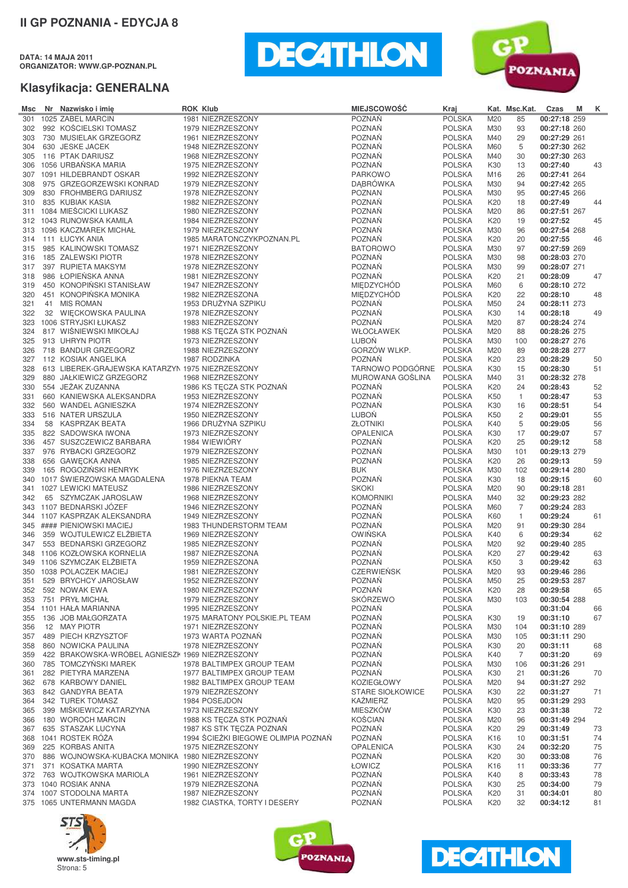# II GP POZNANIA - EDYCJA 8

**DATA: 14 MAJA 2011**
**ORGANIZATOR: WWW.GP-POZNAN.PL**

## Klasyfikacja: GENERALNA

| Msc | Nr | Nazwisko i imię | ROK | Klub | MIEJSCOWOŚĆ | Kraj | Kat. | Msc.Kat. | Czas | M | K |
|---|---|---|---|---|---|---|---|---|---|---|---|
| 301 | 1025 | ZABEL MARCIN | 1981 | NIEZRZESZONY | POZNAŃ | POLSKA | M20 | 85 | 00:27:18 | 259 | |
| 302 | 992 | KOŚCIELSKI TOMASZ | 1979 | NIEZRZESZONY | POZNAŃ | POLSKA | M30 | 93 | 00:27:18 | 260 | |
| 303 | 730 | MUSIELAK GRZEGORZ | 1961 | NIEZRZESZONY | POZNAŃ | POLSKA | M40 | 29 | 00:27:29 | 261 | |
| 304 | 630 | JESKE JACEK | 1948 | NIEZRZESZONY | POZNAŃ | POLSKA | M60 | 5 | 00:27:30 | 262 | |
| 305 | 116 | PTAK DARIUSZ | 1968 | NIEZRZESZONY | POZNAŃ | POLSKA | M40 | 30 | 00:27:30 | 263 | |
| 306 | 1056 | URBAŃSKA MARIA | 1975 | NIEZRZESZONY | POZNAŃ | POLSKA | K30 | 13 | 00:27:40 | | 43 |
| 307 | 1091 | HILDEBRANDT OSKAR | 1992 | NIEZRZESZONY | PARKOWO | POLSKA | M16 | 26 | 00:27:41 | 264 | |
| 308 | 975 | GRZEGORZEWSKI KONRAD | 1979 | NIEZRZESZONY | DĄBRÓWKA | POLSKA | M30 | 94 | 00:27:42 | 265 | |
| 309 | 830 | FROHMBERG DARIUSZ | 1978 | NIEZRZESZONY | POZNAN | POLSKA | M30 | 95 | 00:27:45 | 266 | |
| 310 | 835 | KUBIAK KASIA | 1982 | NIEZRZESZONY | POZNAŃ | POLSKA | K20 | 18 | 00:27:49 | | 44 |
| 311 | 1084 | MIEŚCICKI LUKASZ | 1980 | NIEZRZESZONY | POZNAŃ | POLSKA | M20 | 86 | 00:27:51 | 267 | |
| 312 | 1043 | RUNOWSKA KAMILA | 1984 | NIEZRZESZONY | POZNAŃ | POLSKA | K20 | 19 | 00:27:52 | | 45 |
| 313 | 1096 | KACZMAREK MICHAŁ | 1979 | NIEZRZESZONY | POZNAŃ | POLSKA | M30 | 96 | 00:27:54 | 268 | |
| 314 | 111 | ŁUCYK ANIA | 1985 | MARATONCZYKPOZNAN.PL | POZNAŃ | POLSKA | K20 | 20 | 00:27:55 | | 46 |
| 315 | 985 | KALINOWSKI TOMASZ | 1971 | NIEZRZESZONY | BATOROWO | POLSKA | M30 | 97 | 00:27:59 | 269 | |
| 316 | 185 | ZALEWSKI PIOTR | 1978 | NIEZRZESZONY | POZNAŃ | POLSKA | M30 | 98 | 00:28:03 | 270 | |
| 317 | 397 | RUPIETA MAKSYM | 1978 | NIEZRZESZONY | POZNAŃ | POLSKA | M30 | 99 | 00:28:07 | 271 | |
| 318 | 986 | ŁOPIEŃSKA ANNA | 1981 | NIEZRZESZONY | POZNAŃ | POLSKA | K20 | 21 | 00:28:09 | | 47 |
| 319 | 450 | KONOPIŃSKI STANISŁAW | 1947 | NIEZRZESZONY | MIĘDZYCHÓD | POLSKA | M60 | 6 | 00:28:10 | 272 | |
| 320 | 451 | KONOPIŃSKA MONIKA | 1982 | NIEZRZESZONA | MIĘDZYCHÓD | POLSKA | K20 | 22 | 00:28:10 | | 48 |
| 321 | 41 | MIS ROMAN | 1953 | DRUŻYNA SZPIKU | POZNAŃ | POLSKA | M50 | 24 | 00:28:11 | 273 | |
| 322 | 32 | WIĘCKOWSKA PAULINA | 1978 | NIEZRZESZONY | POZNAŃ | POLSKA | K30 | 14 | 00:28:18 | | 49 |
| 323 | 1006 | STRYJSKI ŁUKASZ | 1983 | NIEZRZESZONY | POZNAŃ | POLSKA | M20 | 87 | 00:28:24 | 274 | |
| 324 | 817 | WIŚNIEWSKI MIKOŁAJ | 1988 | KS TĘCZA STK POZNAŃ | WŁOCŁAWEK | POLSKA | M20 | 88 | 00:28:26 | 275 | |
| 325 | 913 | UHRYN PIOTR | 1973 | NIEZRZESZONY | LUBOŃ | POLSKA | M30 | 100 | 00:28:27 | 276 | |
| 326 | 718 | BANDUR GRZEGORZ | 1988 | NIEZRZESZONY | GORZÓW WLKP. | POLSKA | M20 | 89 | 00:28:28 | 277 | |
| 327 | 112 | KOSIAK ANGELIKA | 1987 | RODZINKA | POZNAŃ | POLSKA | K20 | 23 | 00:28:29 | | 50 |
| 328 | 613 | LIBEREK-GRAJEWSKA KATARZYN | 1975 | NIEZRZESZONY | TARNOWO PODGÓRNE | POLSKA | K30 | 15 | 00:28:30 | | 51 |
| 329 | 880 | JAŁKIEWICZ GRZEGORZ | 1968 | NIEZRZESZONY | MUROWANA GOŚLINA | POLSKA | M40 | 31 | 00:28:32 | 278 | |
| 330 | 554 | JEŻAK ZUZANNA | 1986 | KS TĘCZA STK POZNAŃ | POZNAŃ | POLSKA | K20 | 24 | 00:28:43 | | 52 |
| 331 | 660 | KANIEWSKA ALEKSANDRA | 1953 | NIEZRZESZONY | POZNAŃ | POLSKA | K50 | 1 | 00:28:47 | | 53 |
| 332 | 560 | WANDEL AGNIESZKA | 1974 | NIEZRZESZONY | POZNAŃ | POLSKA | K30 | 16 | 00:28:51 | | 54 |
| 333 | 516 | NATER URSZULA | 1950 | NIEZRZESZONY | LUBOŃ | POLSKA | K50 | 2 | 00:29:01 | | 55 |
| 334 | 58 | KASPRZAK BEATA | 1966 | DRUŻYNA SZPIKU | ZŁOTNIKI | POLSKA | K40 | 5 | 00:29:05 | | 56 |
| 335 | 822 | SADOWSKA IWONA | 1973 | NIEZRZESZONY | OPALENICA | POLSKA | K30 | 17 | 00:29:07 | | 57 |
| 336 | 457 | SUSZCZEWICZ BARBARA | 1984 | WIEWIÓRY | POZNAŃ | POLSKA | K20 | 25 | 00:29:12 | | 58 |
| 337 | 976 | RYBACKI GRZEGORZ | 1979 | NIEZRZESZONY | POZNAŃ | POLSKA | M30 | 101 | 00:29:13 | 279 | |
| 338 | 656 | GAWĘCKA ANNA | 1985 | NIEZRZESZONY | POZNAŃ | POLSKA | K20 | 26 | 00:29:13 | | 59 |
| 339 | 165 | ROGOZIŃSKI HENRYK | 1976 | NIEZRZESZONY | BUK | POLSKA | M30 | 102 | 00:29:14 | 280 | |
| 340 | 1017 | ŚWIERZOWSKA MAGDALENA | 1978 | PIEKNA TEAM | POZNAŃ | POLSKA | K30 | 18 | 00:29:15 | | 60 |
| 341 | 1027 | LEWICKI MATEUSZ | 1986 | NIEZRZESZONY | SKOKI | POLSKA | M20 | 90 | 00:29:18 | 281 | |
| 342 | 65 | SZYMCZAK JAROSLAW | 1968 | NIEZRZESZONY | KOMORNIKI | POLSKA | M40 | 32 | 00:29:23 | 282 | |
| 343 | 1107 | BEDNARSKI JÓZEF | 1946 | NIEZRZESZONY | POZNAŃ | POLSKA | M60 | 7 | 00:29:24 | 283 | |
| 344 | 1107 | KASPRZAK ALEKSANDRA | 1949 | NIEZRZESZONY | POZNAŃ | POLSKA | K60 | 1 | 00:29:24 | | 61 |
| 345 | #### | PIENIOWSKI MACIEJ | 1983 | THUNDERSTORM TEAM | POZNAŃ | POLSKA | M20 | 91 | 00:29:30 | 284 | |
| 346 | 359 | WOJTULEWICZ ELŻBIETA | 1969 | NIEZRZESZONY | OWIŃSKA | POLSKA | K40 | 6 | 00:29:34 | | 62 |
| 347 | 553 | BEDNARSKI GRZEGORZ | 1985 | NIEZRZESZONY | POZNAŃ | POLSKA | M20 | 92 | 00:29:40 | 285 | |
| 348 | 1106 | KOZŁOWSKA KORNELIA | 1987 | NIEZRZESZONA | POZNAŃ | POLSKA | K20 | 27 | 00:29:42 | | 63 |
| 349 | 1106 | SZYMCZAK ELŻBIETA | 1959 | NIEZRZESZONA | POZNAŃ | POLSKA | K50 | 3 | 00:29:42 | | 63 |
| 350 | 1038 | POLACZEK MACIEJ | 1981 | NIEZRZESZONY | CZERWIEŃSK | POLSKA | M20 | 93 | 00:29:46 | 286 | |
| 351 | 529 | BRYCHCY JAROSŁAW | 1952 | NIEZRZESZONY | POZNAŃ | POLSKA | M50 | 25 | 00:29:53 | 287 | |
| 352 | 592 | NOWAK EWA | 1980 | NIEZRZESZONY | POZNAŃ | POLSKA | K20 | 28 | 00:29:58 | | 65 |
| 353 | 751 | PRYŁ MICHAŁ | 1979 | NIEZRZESZONY | SKÓRZEWO | POLSKA | M30 | 103 | 00:30:54 | 288 | |
| 354 | 1101 | HAŁA MARIANNA | 1995 | NIEZRZESZONY | POZNAŃ | POLSKA | | | 00:31:04 | | 66 |
| 355 | 136 | JOB MAŁGORZATA | 1975 | MARATONY POLSKIE.PL TEAM | POZNAŃ | POLSKA | K30 | 19 | 00:31:10 | | 67 |
| 356 | 12 | MAY PIOTR | 1971 | NIEZRZESZONY | POZNAŃ | POLSKA | M30 | 104 | 00:31:10 | 289 | |
| 357 | 489 | PIECH KRZYSZTOF | 1973 | WARTA POZNAŃ | POZNAŃ | POLSKA | M30 | 105 | 00:31:11 | 290 | |
| 358 | 860 | NOWICKA PAULINA | 1978 | NIEZRZESZONY | POZNAŃ | POLSKA | K30 | 20 | 00:31:11 | | 68 |
| 359 | 422 | BRAKOWSKA-WRÓBEL AGNIESZK | 1969 | NIEZRZESZONY | POZNAŃ | POLSKA | K40 | 7 | 00:31:20 | | 69 |
| 360 | 785 | TOMCZYŃSKI MAREK | 1978 | BALTIMPEX GROUP TEAM | POZNAŃ | POLSKA | M30 | 106 | 00:31:26 | 291 | |
| 361 | 282 | PIETYRA MARZENA | 1977 | BALTIMPEX GROUP TEAM | POZNAŃ | POLSKA | K30 | 21 | 00:31:26 | | 70 |
| 362 | 678 | KARBOWY DANIEL | 1982 | BALTIMPEX GROUP TEAM | KOZIEGŁOWY | POLSKA | M20 | 94 | 00:31:27 | 292 | |
| 363 | 842 | GANDYRA BEATA | 1979 | NIEZRZESZONY | STARE SIOŁKOWICE | POLSKA | K30 | 22 | 00:31:27 | | 71 |
| 364 | 342 | TUREK TOMASZ | 1984 | POSEJDON | KAŹMIERZ | POLSKA | M20 | 95 | 00:31:29 | 293 | |
| 365 | 399 | MIŚKIEWICZ KATARZYNA | 1973 | NIEZRZESZONY | MIESZKÓW | POLSKA | K30 | 23 | 00:31:38 | | 72 |
| 366 | 180 | WOROCH MARCIN | 1988 | KS TĘCZA STK POZNAŃ | KOŚCIAN | POLSKA | M20 | 96 | 00:31:49 | 294 | |
| 367 | 635 | STASZAK LUCYNA | 1987 | KS STK TĘCZA POZNAŃ | POZNAŃ | POLSKA | K20 | 29 | 00:31:49 | | 73 |
| 368 | 1041 | ROSTEK RÓŻA | 1994 | ŚCIEŻKI BIEGOWE OLIMPIA POZNAŃ | POZNAŃ | POLSKA | K16 | 10 | 00:31:51 | | 74 |
| 369 | 225 | KORBAS ANITA | 1975 | NIEZRZESZONY | OPALENICA | POLSKA | K30 | 24 | 00:32:20 | | 75 |
| 370 | 886 | WOJNOWSKA-KUBACKA MONIKA | 1980 | NIEZRZESZONY | POZNAŃ | POLSKA | K20 | 30 | 00:33:08 | | 76 |
| 371 | 371 | KOSATKA MARTA | 1990 | NIEZRZESZONY | ŁOWICZ | POLSKA | K16 | 11 | 00:33:36 | | 77 |
| 372 | 763 | WOJTKOWSKA MARIOLA | 1961 | NIEZRZESZONY | POZNAŃ | POLSKA | K40 | 8 | 00:33:43 | | 78 |
| 373 | 1040 | ROSIAK ANNA | 1979 | NIEZRZESZONA | POZNAŃ | POLSKA | K30 | 25 | 00:34:00 | | 79 |
| 374 | 1007 | STODOLNA MARTA | 1987 | NIEZRZESZONY | POZNAŃ | POLSKA | K20 | 31 | 00:34:01 | | 80 |
| 375 | 1065 | UNTERMANN MAGDA | 1982 | CIASTKA, TORTY I DESERY | POZNAŃ | POLSKA | K20 | 32 | 00:34:12 | | 81 |

www.sts-timing.pl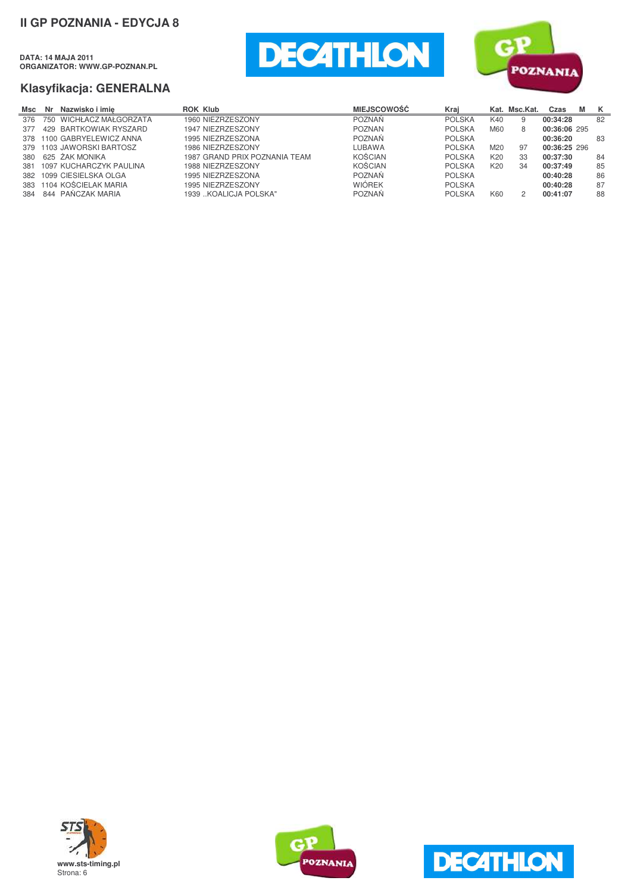## II GP POZNANIA - EDYCJA 8

**DATA: 14 MAJA 2011**
**ORGANIZATOR: WWW.GP-POZNAN.PL**

## Klasyfikacja: GENERALNA

| Msc | Nr | Nazwisko i imię | ROK | Klub | MIEJSCOWOŚĆ | Kraj | Kat. | Msc.Kat. | Czas | M | K |
|---|---|---|---|---|---|---|---|---|---|---|---|
| 376 | 750 | WICHŁACZ MAŁGORZATA | 1960 | NIEZRZESZONY | POZNAŃ | POLSKA | K40 | 9 | **00:34:28** | | 82 |
| 377 | 429 | BARTKOWIAK RYSZARD | 1947 | NIEZRZESZONY | POZNAN | POLSKA | M60 | 8 | **00:36:06** | 295 | |
| 378 | 1100 | GABRYELEWICZ ANNA | 1995 | NIEZRZESZONA | POZNAŃ | POLSKA | | | **00:36:20** | | 83 |
| 379 | 1103 | JAWORSKI BARTOSZ | 1986 | NIEZRZESZONY | LUBAWA | POLSKA | M20 | 97 | **00:36:25** | 296 | |
| 380 | 625 | ŻAK MONIKA | 1987 | GRAND PRIX POZNANIA TEAM | KOŚCIAN | POLSKA | K20 | 33 | **00:37:30** | | 84 |
| 381 | 1097 | KUCHARCZYK PAULINA | 1988 | NIEZRZESZONY | KOŚCIAN | POLSKA | K20 | 34 | **00:37:49** | | 85 |
| 382 | 1099 | CIESIELSKA OLGA | 1995 | NIEZRZESZONA | POZNAŃ | POLSKA | | | **00:40:28** | | 86 |
| 383 | 1104 | KOŚCIELAK MARIA | 1995 | NIEZRZESZONY | WIÓREK | POLSKA | | | **00:40:28** | | 87 |
| 384 | 844 | PAŃCZAK MARIA | 1939 | ..KOALICJA POLSKA" | POZNAŃ | POLSKA | K60 | 2 | **00:41:07** | | 88 |

**www.sts-timing.pl**